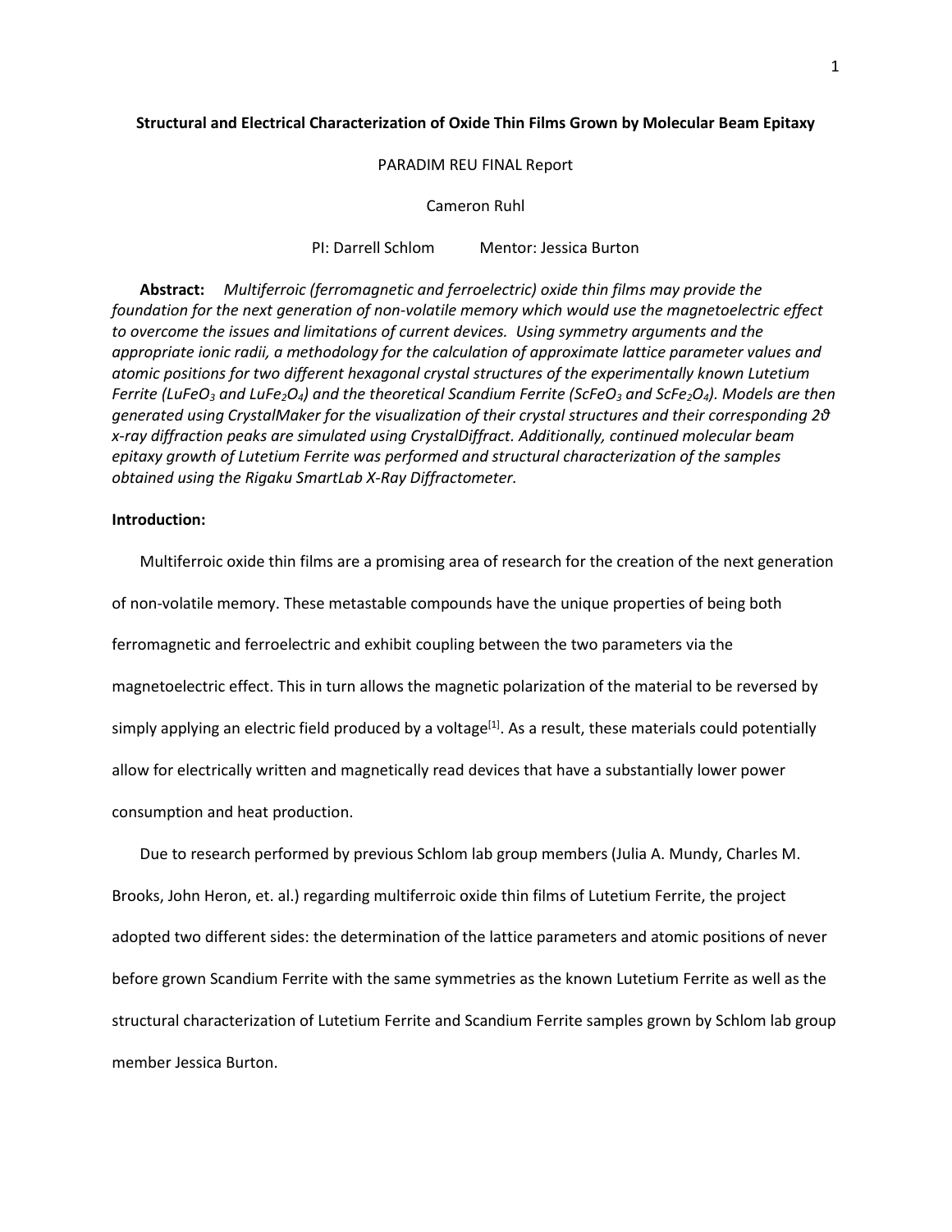# Structural and Electrical Characterization of Oxide Thin Films Grown by Molecular Beam Epitaxy

PARADIM REU FINAL Report

Cameron Ruhl

PI: Darrell Schlom  Mentor: Jessica Burton

**Abstract:** *Multiferroic (ferromagnetic and ferroelectric) oxide thin films may provide the foundation for the next generation of non-volatile memory which would use the magnetoelectric effect to overcome the issues and limitations of current devices. Using symmetry arguments and the appropriate ionic radii, a methodology for the calculation of approximate lattice parameter values and atomic positions for two different hexagonal crystal structures of the experimentally known Lutetium Ferrite ($LuFeO_3$ and $LuFe_2O_4$) and the theoretical Scandium Ferrite ($ScFeO_3$ and $ScFe_2O_4$). Models are then generated using CrystalMaker for the visualization of their crystal structures and their corresponding $2\vartheta$ x-ray diffraction peaks are simulated using CrystalDiffract. Additionally, continued molecular beam epitaxy growth of Lutetium Ferrite was performed and structural characterization of the samples obtained using the Rigaku SmartLab X-Ray Diffractometer.*

## Introduction:

Multiferroic oxide thin films are a promising area of research for the creation of the next generation of non-volatile memory. These metastable compounds have the unique properties of being both ferromagnetic and ferroelectric and exhibit coupling between the two parameters via the magnetoelectric effect. This in turn allows the magnetic polarization of the material to be reversed by simply applying an electric field produced by a voltage[1]. As a result, these materials could potentially allow for electrically written and magnetically read devices that have a substantially lower power consumption and heat production.

Due to research performed by previous Schlom lab group members (Julia A. Mundy, Charles M. Brooks, John Heron, et. al.) regarding multiferroic oxide thin films of Lutetium Ferrite, the project adopted two different sides: the determination of the lattice parameters and atomic positions of never before grown Scandium Ferrite with the same symmetries as the known Lutetium Ferrite as well as the structural characterization of Lutetium Ferrite and Scandium Ferrite samples grown by Schlom lab group member Jessica Burton.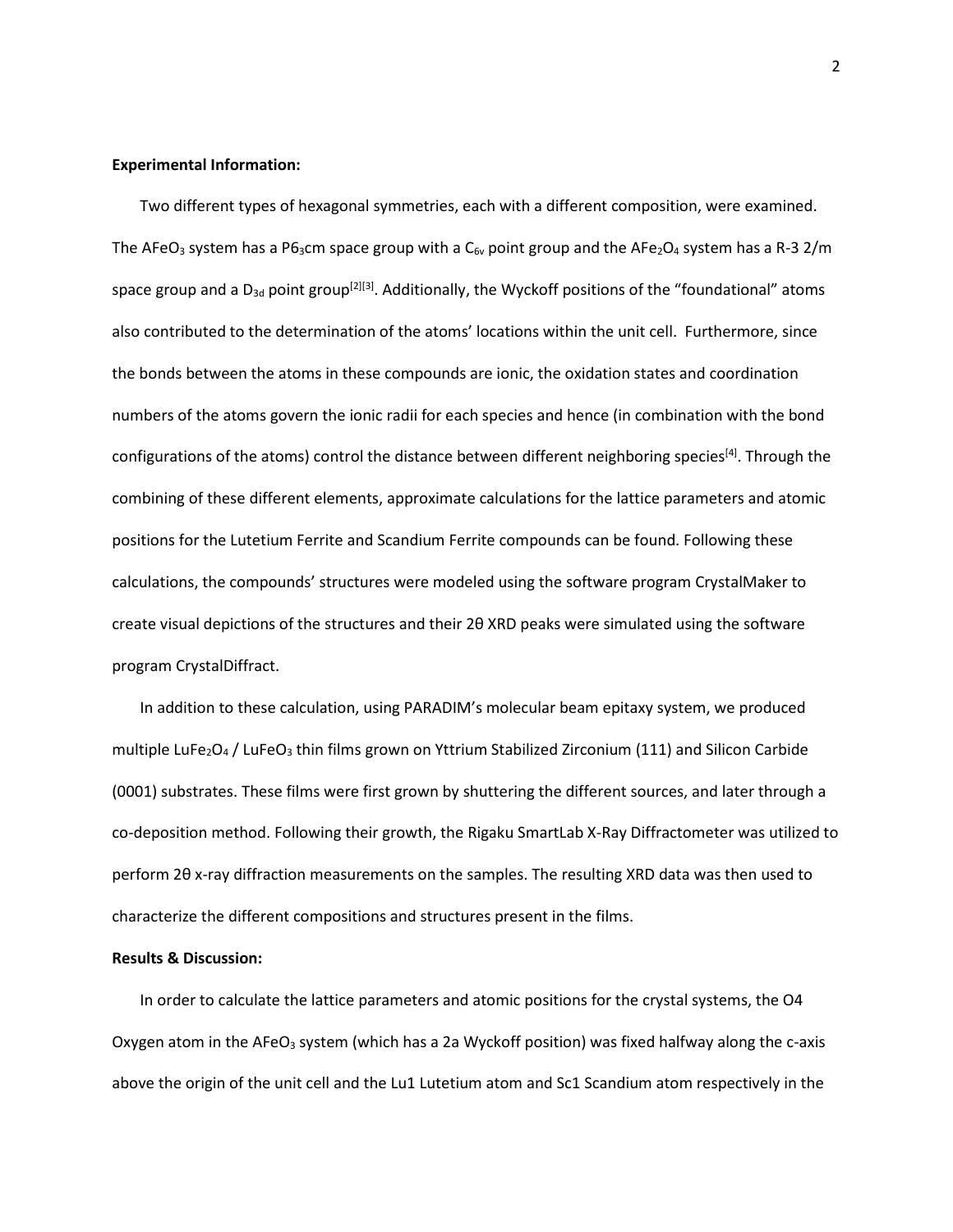**Experimental Information:**

Two different types of hexagonal symmetries, each with a different composition, were examined. The $AFeO_3$ system has a $P6_3cm$ space group with a $C_{6v}$ point group and the $AFe_2O_4$ system has a R-3 2/m space group and a $D_{3d}$ point group[2][3]. Additionally, the Wyckoff positions of the "foundational" atoms also contributed to the determination of the atoms' locations within the unit cell. Furthermore, since the bonds between the atoms in these compounds are ionic, the oxidation states and coordination numbers of the atoms govern the ionic radii for each species and hence (in combination with the bond configurations of the atoms) control the distance between different neighboring species[4]. Through the combining of these different elements, approximate calculations for the lattice parameters and atomic positions for the Lutetium Ferrite and Scandium Ferrite compounds can be found. Following these calculations, the compounds' structures were modeled using the software program CrystalMaker to create visual depictions of the structures and their 2θ XRD peaks were simulated using the software program CrystalDiffract.

In addition to these calculation, using PARADIM's molecular beam epitaxy system, we produced multiple $LuFe_2O_4$ / $LuFeO_3$ thin films grown on Yttrium Stabilized Zirconium (111) and Silicon Carbide (0001) substrates. These films were first grown by shuttering the different sources, and later through a co-deposition method. Following their growth, the Rigaku SmartLab X-Ray Diffractometer was utilized to perform 2θ x-ray diffraction measurements on the samples. The resulting XRD data was then used to characterize the different compositions and structures present in the films.

**Results & Discussion:**

In order to calculate the lattice parameters and atomic positions for the crystal systems, the O4 Oxygen atom in the $AFeO_3$ system (which has a 2a Wyckoff position) was fixed halfway along the c-axis above the origin of the unit cell and the Lu1 Lutetium atom and Sc1 Scandium atom respectively in the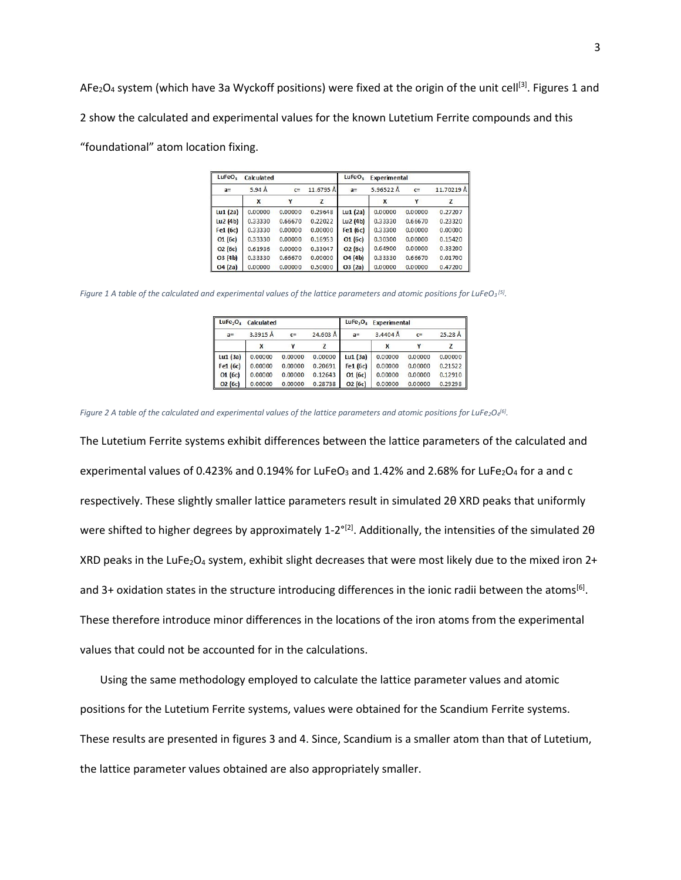$AFe_2O_4$ system (which have 3a Wyckoff positions) were fixed at the origin of the unit cell[3]. Figures 1 and 2 show the calculated and experimental values for the known Lutetium Ferrite compounds and this "foundational" atom location fixing.

| $LuFeO_3$ | Calculated | | | $LuFeO_3$ | Experimental | | |
|---|---|---|---|---|---|---|---|
| a= | 5.94 Å | c= | 11.6795 Å | a= | 5.96522 Å | c= | 11.70219 Å |
| | X | Y | Z | | X | Y | Z |
| Lu1 (2a) | 0.00000 | 0.00000 | 0.29648 | Lu1 (2a) | 0.00000 | 0.00000 | 0.27207 |
| Lu2 (4b) | 0.33330 | 0.66670 | 0.22022 | Lu2 (4b) | 0.33330 | 0.66670 | 0.23320 |
| Fe1 (6c) | 0.33330 | 0.00000 | 0.00000 | Fe1 (6c) | 0.33300 | 0.00000 | 0.00000 |
| O1 (6c) | 0.33330 | 0.00000 | 0.16953 | O1 (6c) | 0.30300 | 0.00000 | 0.15420 |
| O2 (6c) | 0.61936 | 0.00000 | 0.33047 | O2 (6c) | 0.64900 | 0.00000 | 0.33200 |
| O3 (4b) | 0.33330 | 0.66670 | 0.00000 | O4 (4b) | 0.33330 | 0.66670 | 0.01700 |
| O4 (2a) | 0.00000 | 0.00000 | 0.50000 | O3 (2a) | 0.00000 | 0.00000 | 0.47200 |

*Figure 1 A table of the calculated and experimental values of the lattice parameters and atomic positions for $LuFeO_3$ [5].*

| $LuFe_2O_4$ | Calculated | | | $LuFe_2O_4$ | Experimental | | |
|---|---|---|---|---|---|---|---|
| a= | 3.3915 Å | c= | 24.603 Å | a= | 3.4404 Å | c= | 25.28 Å |
| | X | Y | Z | | X | Y | Z |
| Lu1 (3a) | 0.00000 | 0.00000 | 0.00000 | Lu1 (3a) | 0.00000 | 0.00000 | 0.00000 |
| Fe1 (6c) | 0.00000 | 0.00000 | 0.20691 | Fe1 (6c) | 0.00000 | 0.00000 | 0.21522 |
| O1 (6c) | 0.00000 | 0.00000 | 0.12643 | O1 (6c) | 0.00000 | 0.00000 | 0.12910 |
| O2 (6c) | 0.00000 | 0.00000 | 0.28738 | O2 (6c) | 0.00000 | 0.00000 | 0.29298 |

*Figure 2 A table of the calculated and experimental values of the lattice parameters and atomic positions for $LuFe_2O_4$ [6].*

The Lutetium Ferrite systems exhibit differences between the lattice parameters of the calculated and experimental values of 0.423% and 0.194% for $LuFeO_3$ and 1.42% and 2.68% for $LuFe_2O_4$ for a and c respectively. These slightly smaller lattice parameters result in simulated 2θ XRD peaks that uniformly were shifted to higher degrees by approximately 1-2°[2]. Additionally, the intensities of the simulated 2θ XRD peaks in the $LuFe_2O_4$ system, exhibit slight decreases that were most likely due to the mixed iron 2+ and 3+ oxidation states in the structure introducing differences in the ionic radii between the atoms[6]. These therefore introduce minor differences in the locations of the iron atoms from the experimental values that could not be accounted for in the calculations.

Using the same methodology employed to calculate the lattice parameter values and atomic positions for the Lutetium Ferrite systems, values were obtained for the Scandium Ferrite systems. These results are presented in figures 3 and 4. Since, Scandium is a smaller atom than that of Lutetium, the lattice parameter values obtained are also appropriately smaller.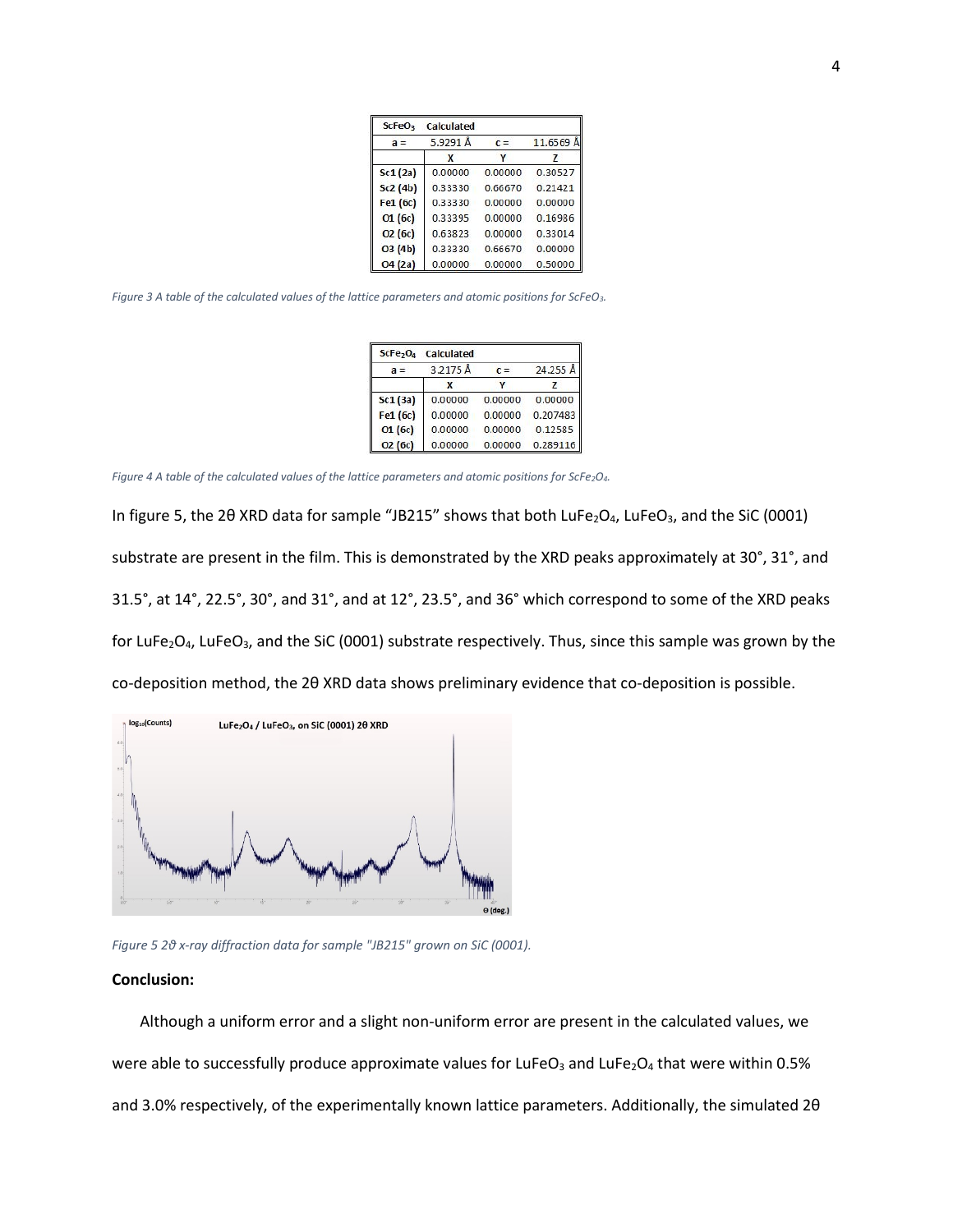| $ScFeO_3$ | Calculated | | |
|---|---|---|---|
| a = | 5.9291 Å | c = | 11.6569 Å |
| | X | Y | Z |
| Sc1 (2a) | 0.00000 | 0.00000 | 0.30527 |
| Sc2 (4b) | 0.33330 | 0.66670 | 0.21421 |
| Fe1 (6c) | 0.33330 | 0.00000 | 0.00000 |
| O1 (6c) | 0.33395 | 0.00000 | 0.16986 |
| O2 (6c) | 0.63823 | 0.00000 | 0.33014 |
| O3 (4b) | 0.33330 | 0.66670 | 0.00000 |
| O4 (2a) | 0.00000 | 0.00000 | 0.50000 |

*Figure 3 A table of the calculated values of the lattice parameters and atomic positions for $ScFeO_3$.*

| $ScFe_2O_4$ | Calculated | | |
|---|---|---|---|
| a = | 3.2175 Å | c = | 24.255 Å |
| | X | Y | Z |
| Sc1 (3a) | 0.00000 | 0.00000 | 0.00000 |
| Fe1 (6c) | 0.00000 | 0.00000 | 0.207483 |
| O1 (6c) | 0.00000 | 0.00000 | 0.12585 |
| O2 (6c) | 0.00000 | 0.00000 | 0.289116 |

*Figure 4 A table of the calculated values of the lattice parameters and atomic positions for $ScFe_2O_4$.*

In figure 5, the 2θ XRD data for sample "JB215" shows that both $LuFe_2O_4$, $LuFeO_3$, and the SiC (0001) substrate are present in the film. This is demonstrated by the XRD peaks approximately at 30°, 31°, and 31.5°, at 14°, 22.5°, 30°, and 31°, and at 12°, 23.5°, and 36° which correspond to some of the XRD peaks for $LuFe_2O_4$, $LuFeO_3$, and the SiC (0001) substrate respectively. Thus, since this sample was grown by the co-deposition method, the 2θ XRD data shows preliminary evidence that co-deposition is possible.

*Figure 5 2θ x-ray diffraction data for sample "JB215" grown on SiC (0001).*

**Conclusion:**

Although a uniform error and a slight non-uniform error are present in the calculated values, we were able to successfully produce approximate values for $LuFeO_3$ and $LuFe_2O_4$ that were within 0.5% and 3.0% respectively, of the experimentally known lattice parameters. Additionally, the simulated 2θ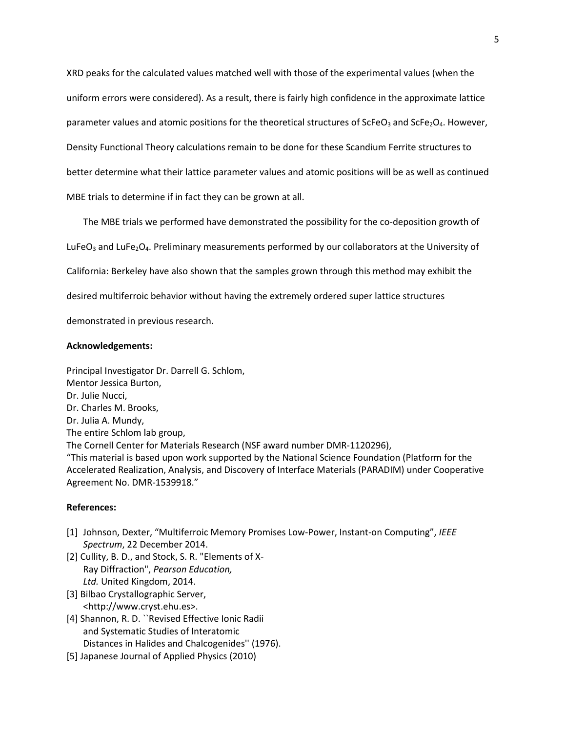XRD peaks for the calculated values matched well with those of the experimental values (when the uniform errors were considered). As a result, there is fairly high confidence in the approximate lattice parameter values and atomic positions for the theoretical structures of $ScFeO_3$ and $ScFe_2O_4$. However, Density Functional Theory calculations remain to be done for these Scandium Ferrite structures to better determine what their lattice parameter values and atomic positions will be as well as continued MBE trials to determine if in fact they can be grown at all.

The MBE trials we performed have demonstrated the possibility for the co-deposition growth of $LuFeO_3$ and $LuFe_2O_4$. Preliminary measurements performed by our collaborators at the University of California: Berkeley have also shown that the samples grown through this method may exhibit the desired multiferroic behavior without having the extremely ordered super lattice structures demonstrated in previous research.

**Acknowledgements:**

Principal Investigator Dr. Darrell G. Schlom,
Mentor Jessica Burton,
Dr. Julie Nucci,
Dr. Charles M. Brooks,
Dr. Julia A. Mundy,
The entire Schlom lab group,
The Cornell Center for Materials Research (NSF award number DMR-1120296),
"This material is based upon work supported by the National Science Foundation (Platform for the Accelerated Realization, Analysis, and Discovery of Interface Materials (PARADIM) under Cooperative Agreement No. DMR-1539918."

**References:**

[1] Johnson, Dexter, "Multiferroic Memory Promises Low-Power, Instant-on Computing", *IEEE Spectrum*, 22 December 2014.
[2] Cullity, B. D., and Stock, S. R. "Elements of X-Ray Diffraction", *Pearson Education, Ltd.* United Kingdom, 2014.
[3] Bilbao Crystallographic Server, <http://www.cryst.ehu.es>.
[4] Shannon, R. D. ``Revised Effective Ionic Radii and Systematic Studies of Interatomic Distances in Halides and Chalcogenides'' (1976).
[5] Japanese Journal of Applied Physics (2010)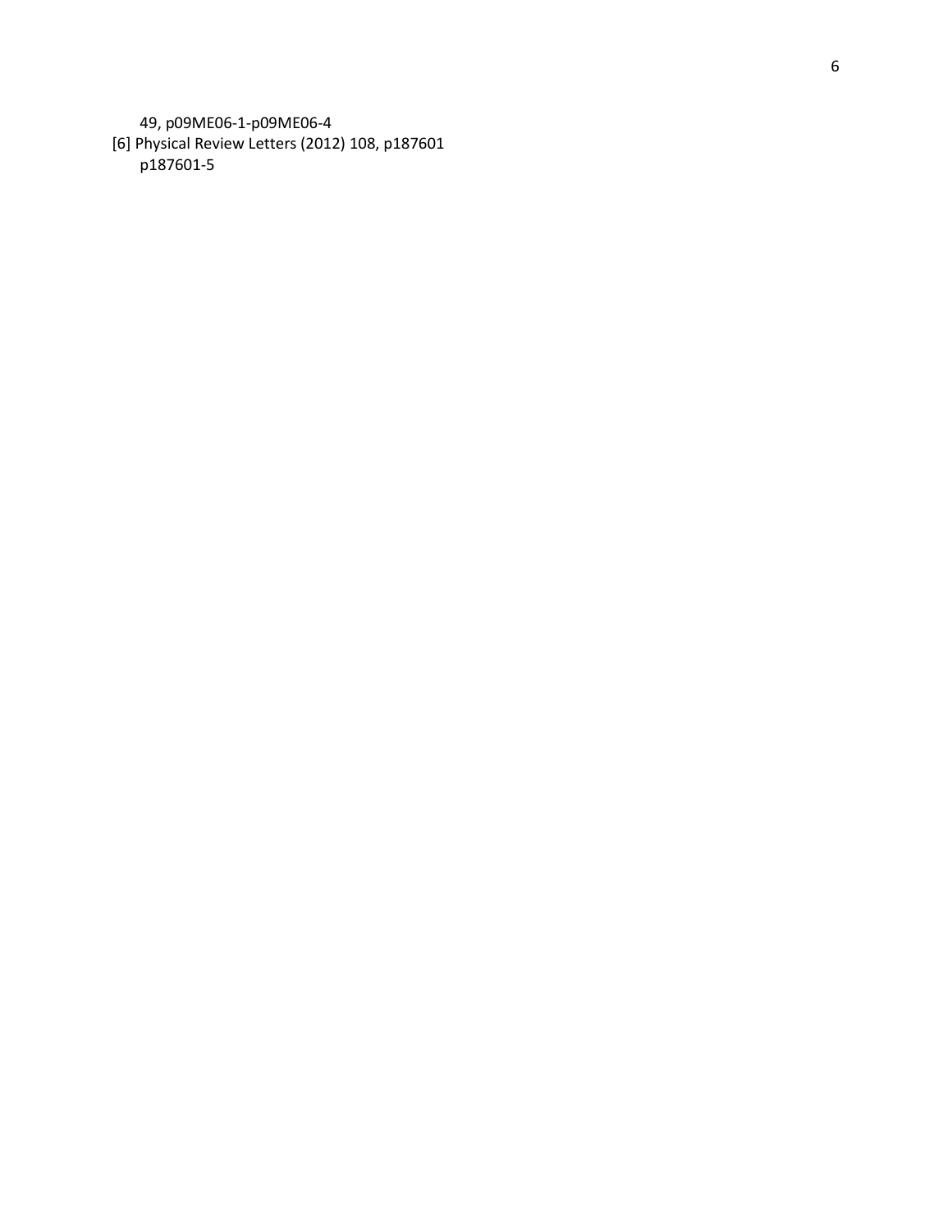49, p09ME06-1-p09ME06-4

[6] Physical Review Letters (2012) 108, p187601 p187601-5